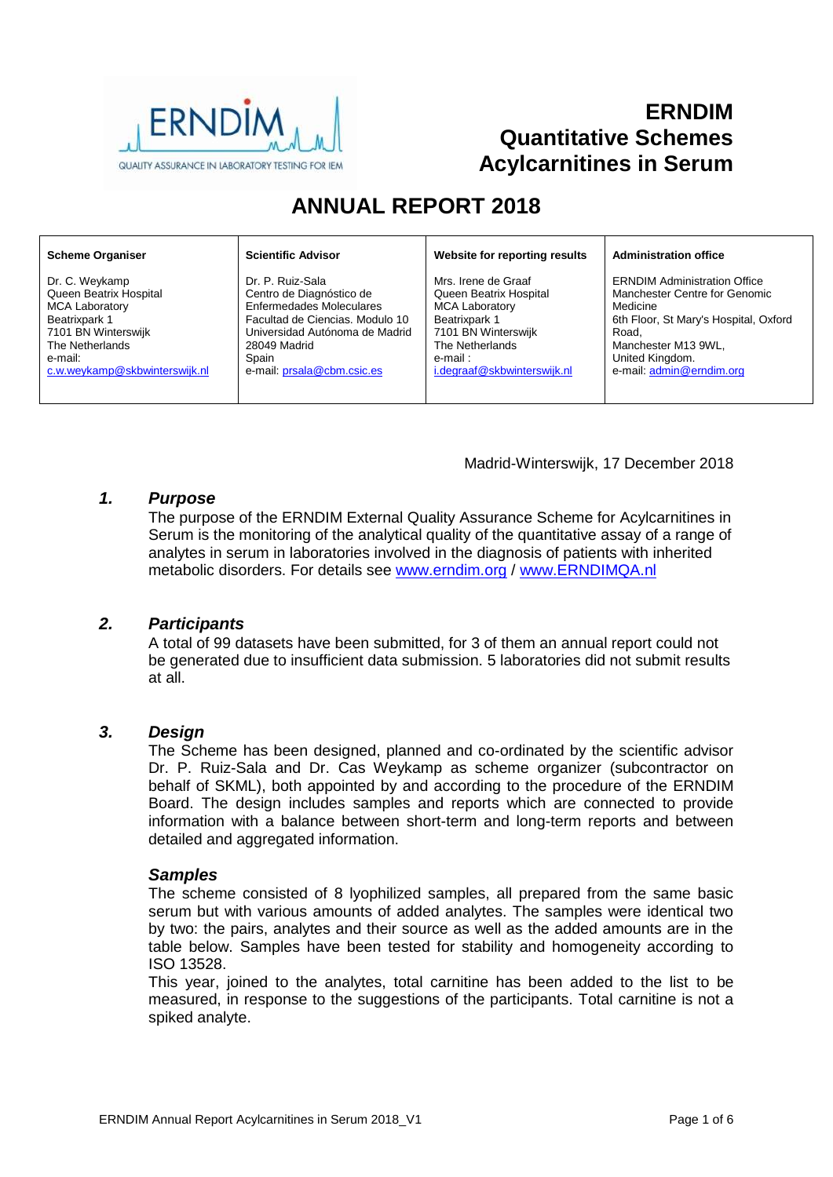# ERNDIM Quantitative Schemes Acylcarnitines in Serum

# ANNUAL REPORT 2018

| Scheme Organiser | Scientific Advisor | Website for reporting results | Administration office |
|---|---|---|---|
| Dr. C. Weykamp<br>Queen Beatrix Hospital<br>MCA Laboratory<br>Beatrixpark 1<br>7101 BN Winterswijk<br>The Netherlands<br>e-mail:<br>c.w.weykamp@skbwinterswijk.nl | Dr. P. Ruiz-Sala<br>Centro de Diagnóstico de Enfermedades Moleculares<br>Facultad de Ciencias. Modulo 10<br>Universidad Autónoma de Madrid<br>28049 Madrid<br>Spain<br>e-mail: prsala@cbm.csic.es | Mrs. Irene de Graaf<br>Queen Beatrix Hospital<br>MCA Laboratory<br>Beatrixpark 1<br>7101 BN Winterswijk<br>The Netherlands<br>e-mail :<br>i.degraaf@skbwinterswijk.nl | ERNDIM Administration Office<br>Manchester Centre for Genomic Medicine<br>6th Floor, St Mary's Hospital, Oxford Road,<br>Manchester M13 9WL,<br>United Kingdom.<br>e-mail: admin@erndim.org |

Madrid-Winterswijk, 17 December 2018

## *1. Purpose*

The purpose of the ERNDIM External Quality Assurance Scheme for Acylcarnitines in Serum is the monitoring of the analytical quality of the quantitative assay of a range of analytes in serum in laboratories involved in the diagnosis of patients with inherited metabolic disorders. For details see www.erndim.org / www.ERNDIMQA.nl

## *2. Participants*

A total of 99 datasets have been submitted, for 3 of them an annual report could not be generated due to insufficient data submission. 5 laboratories did not submit results at all.

## *3. Design*

The Scheme has been designed, planned and co-ordinated by the scientific advisor Dr. P. Ruiz-Sala and Dr. Cas Weykamp as scheme organizer (subcontractor on behalf of SKML), both appointed by and according to the procedure of the ERNDIM Board. The design includes samples and reports which are connected to provide information with a balance between short-term and long-term reports and between detailed and aggregated information.

### *Samples*

The scheme consisted of 8 lyophilized samples, all prepared from the same basic serum but with various amounts of added analytes. The samples were identical two by two: the pairs, analytes and their source as well as the added amounts are in the table below. Samples have been tested for stability and homogeneity according to ISO 13528.

This year, joined to the analytes, total carnitine has been added to the list to be measured, in response to the suggestions of the participants. Total carnitine is not a spiked analyte.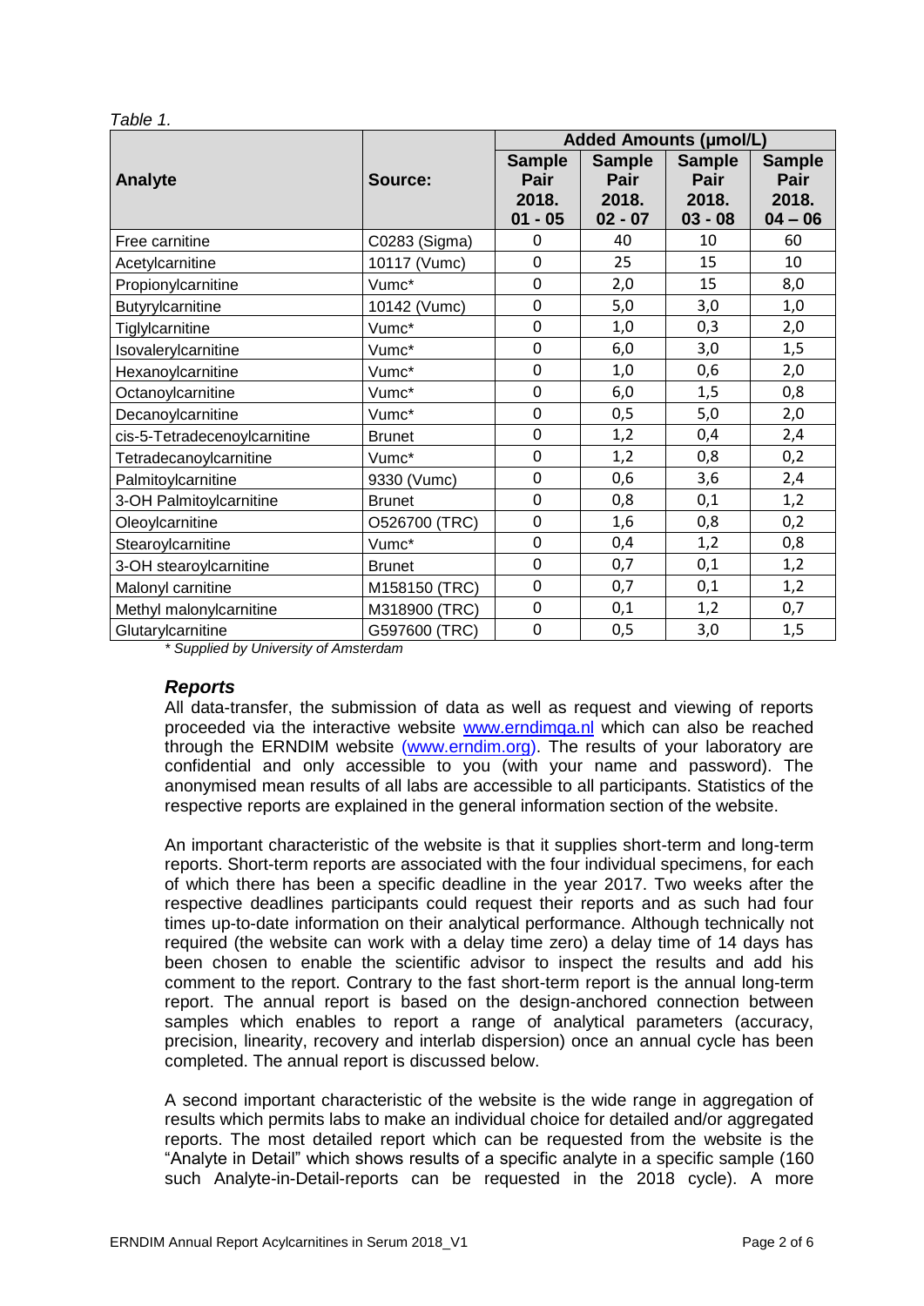*Table 1.*

| Analyte | Source: | Added Amounts (µmol/L) | | | |
|---|---|---|---|---|---|
| | | Sample Pair 2018. 01 - 05 | Sample Pair 2018. 02 - 07 | Sample Pair 2018. 03 - 08 | Sample Pair 2018. 04 – 06 |
| Free carnitine | C0283 (Sigma) | 0 | 40 | 10 | 60 |
| Acetylcarnitine | 10117 (Vumc) | 0 | 25 | 15 | 10 |
| Propionylcarnitine | Vumc* | 0 | 2,0 | 15 | 8,0 |
| Butyrylcarnitine | 10142 (Vumc) | 0 | 5,0 | 3,0 | 1,0 |
| Tiglylcarnitine | Vumc* | 0 | 1,0 | 0,3 | 2,0 |
| Isovalerylcarnitine | Vumc* | 0 | 6,0 | 3,0 | 1,5 |
| Hexanoylcarnitine | Vumc* | 0 | 1,0 | 0,6 | 2,0 |
| Octanoylcarnitine | Vumc* | 0 | 6,0 | 1,5 | 0,8 |
| Decanoylcarnitine | Vumc* | 0 | 0,5 | 5,0 | 2,0 |
| cis-5-Tetradecenoylcarnitine | Brunet | 0 | 1,2 | 0,4 | 2,4 |
| Tetradecanoylcarnitine | Vumc* | 0 | 1,2 | 0,8 | 0,2 |
| Palmitoylcarnitine | 9330 (Vumc) | 0 | 0,6 | 3,6 | 2,4 |
| 3-OH Palmitoylcarnitine | Brunet | 0 | 0,8 | 0,1 | 1,2 |
| Oleoylcarnitine | O526700 (TRC) | 0 | 1,6 | 0,8 | 0,2 |
| Stearoylcarnitine | Vumc* | 0 | 0,4 | 1,2 | 0,8 |
| 3-OH stearoylcarnitine | Brunet | 0 | 0,7 | 0,1 | 1,2 |
| Malonyl carnitine | M158150 (TRC) | 0 | 0,7 | 0,1 | 1,2 |
| Methyl malonylcarnitine | M318900 (TRC) | 0 | 0,1 | 1,2 | 0,7 |
| Glutarylcarnitine | G597600 (TRC) | 0 | 0,5 | 3,0 | 1,5 |

*\* Supplied by University of Amsterdam*

### *Reports*

All data-transfer, the submission of data as well as request and viewing of reports proceeded via the interactive website www.erndimqa.nl which can also be reached through the ERNDIM website (www.erndim.org). The results of your laboratory are confidential and only accessible to you (with your name and password). The anonymised mean results of all labs are accessible to all participants. Statistics of the respective reports are explained in the general information section of the website.

An important characteristic of the website is that it supplies short-term and long-term reports. Short-term reports are associated with the four individual specimens, for each of which there has been a specific deadline in the year 2017. Two weeks after the respective deadlines participants could request their reports and as such had four times up-to-date information on their analytical performance. Although technically not required (the website can work with a delay time zero) a delay time of 14 days has been chosen to enable the scientific advisor to inspect the results and add his comment to the report. Contrary to the fast short-term report is the annual long-term report. The annual report is based on the design-anchored connection between samples which enables to report a range of analytical parameters (accuracy, precision, linearity, recovery and interlab dispersion) once an annual cycle has been completed. The annual report is discussed below.

A second important characteristic of the website is the wide range in aggregation of results which permits labs to make an individual choice for detailed and/or aggregated reports. The most detailed report which can be requested from the website is the "Analyte in Detail" which shows results of a specific analyte in a specific sample (160 such Analyte-in-Detail-reports can be requested in the 2018 cycle). A more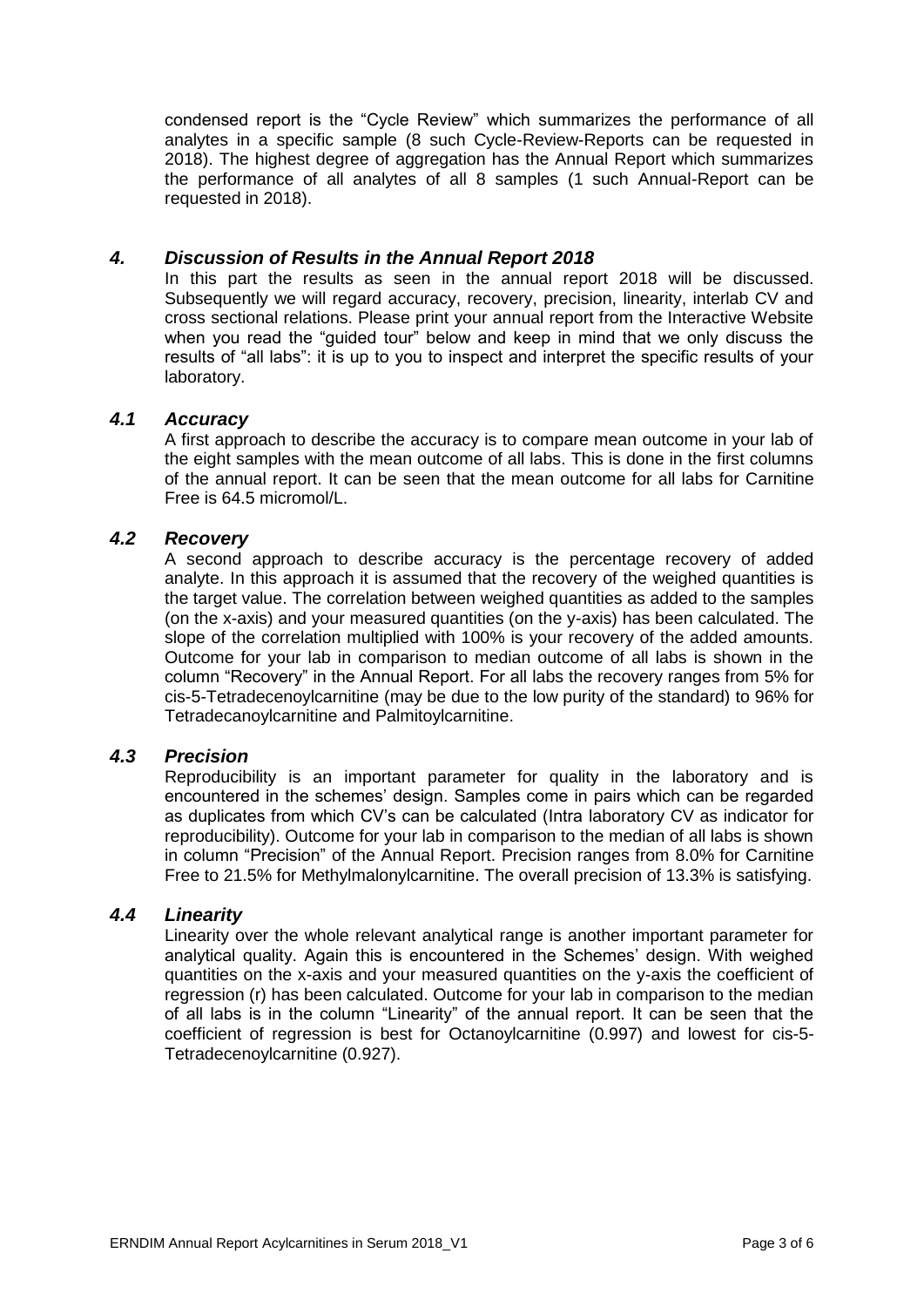condensed report is the "Cycle Review" which summarizes the performance of all analytes in a specific sample (8 such Cycle-Review-Reports can be requested in 2018). The highest degree of aggregation has the Annual Report which summarizes the performance of all analytes of all 8 samples (1 such Annual-Report can be requested in 2018).

## *4. Discussion of Results in the Annual Report 2018*

In this part the results as seen in the annual report 2018 will be discussed. Subsequently we will regard accuracy, recovery, precision, linearity, interlab CV and cross sectional relations. Please print your annual report from the Interactive Website when you read the "guided tour" below and keep in mind that we only discuss the results of "all labs": it is up to you to inspect and interpret the specific results of your laboratory.

### *4.1 Accuracy*

A first approach to describe the accuracy is to compare mean outcome in your lab of the eight samples with the mean outcome of all labs. This is done in the first columns of the annual report. It can be seen that the mean outcome for all labs for Carnitine Free is 64.5 micromol/L.

### *4.2 Recovery*

A second approach to describe accuracy is the percentage recovery of added analyte. In this approach it is assumed that the recovery of the weighed quantities is the target value. The correlation between weighed quantities as added to the samples (on the x-axis) and your measured quantities (on the y-axis) has been calculated. The slope of the correlation multiplied with 100% is your recovery of the added amounts. Outcome for your lab in comparison to median outcome of all labs is shown in the column "Recovery" in the Annual Report. For all labs the recovery ranges from 5% for cis-5-Tetradecenoylcarnitine (may be due to the low purity of the standard) to 96% for Tetradecanoylcarnitine and Palmitoylcarnitine.

### *4.3 Precision*

Reproducibility is an important parameter for quality in the laboratory and is encountered in the schemes' design. Samples come in pairs which can be regarded as duplicates from which CV's can be calculated (Intra laboratory CV as indicator for reproducibility). Outcome for your lab in comparison to the median of all labs is shown in column "Precision" of the Annual Report. Precision ranges from 8.0% for Carnitine Free to 21.5% for Methylmalonylcarnitine. The overall precision of 13.3% is satisfying.

### *4.4 Linearity*

Linearity over the whole relevant analytical range is another important parameter for analytical quality. Again this is encountered in the Schemes' design. With weighed quantities on the x-axis and your measured quantities on the y-axis the coefficient of regression (r) has been calculated. Outcome for your lab in comparison to the median of all labs is in the column "Linearity" of the annual report. It can be seen that the coefficient of regression is best for Octanoylcarnitine (0.997) and lowest for cis-5-Tetradecenoylcarnitine (0.927).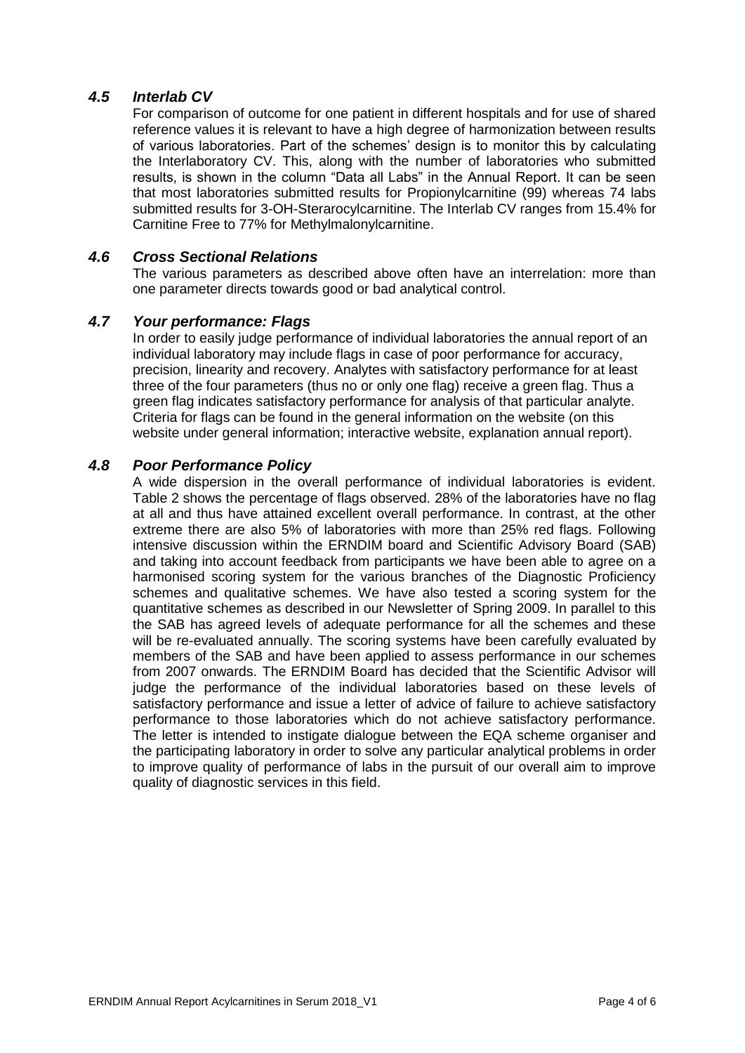### *4.5 Interlab CV*

For comparison of outcome for one patient in different hospitals and for use of shared reference values it is relevant to have a high degree of harmonization between results of various laboratories. Part of the schemes' design is to monitor this by calculating the Interlaboratory CV. This, along with the number of laboratories who submitted results, is shown in the column "Data all Labs" in the Annual Report. It can be seen that most laboratories submitted results for Propionylcarnitine (99) whereas 74 labs submitted results for 3-OH-Sterarocylcarnitine. The Interlab CV ranges from 15.4% for Carnitine Free to 77% for Methylmalonylcarnitine.

### *4.6 Cross Sectional Relations*

The various parameters as described above often have an interrelation: more than one parameter directs towards good or bad analytical control.

### *4.7 Your performance: Flags*

In order to easily judge performance of individual laboratories the annual report of an individual laboratory may include flags in case of poor performance for accuracy, precision, linearity and recovery. Analytes with satisfactory performance for at least three of the four parameters (thus no or only one flag) receive a green flag. Thus a green flag indicates satisfactory performance for analysis of that particular analyte. Criteria for flags can be found in the general information on the website (on this website under general information; interactive website, explanation annual report).

### *4.8 Poor Performance Policy*

A wide dispersion in the overall performance of individual laboratories is evident. Table 2 shows the percentage of flags observed. 28% of the laboratories have no flag at all and thus have attained excellent overall performance. In contrast, at the other extreme there are also 5% of laboratories with more than 25% red flags. Following intensive discussion within the ERNDIM board and Scientific Advisory Board (SAB) and taking into account feedback from participants we have been able to agree on a harmonised scoring system for the various branches of the Diagnostic Proficiency schemes and qualitative schemes. We have also tested a scoring system for the quantitative schemes as described in our Newsletter of Spring 2009. In parallel to this the SAB has agreed levels of adequate performance for all the schemes and these will be re-evaluated annually. The scoring systems have been carefully evaluated by members of the SAB and have been applied to assess performance in our schemes from 2007 onwards. The ERNDIM Board has decided that the Scientific Advisor will judge the performance of the individual laboratories based on these levels of satisfactory performance and issue a letter of advice of failure to achieve satisfactory performance to those laboratories which do not achieve satisfactory performance. The letter is intended to instigate dialogue between the EQA scheme organiser and the participating laboratory in order to solve any particular analytical problems in order to improve quality of performance of labs in the pursuit of our overall aim to improve quality of diagnostic services in this field.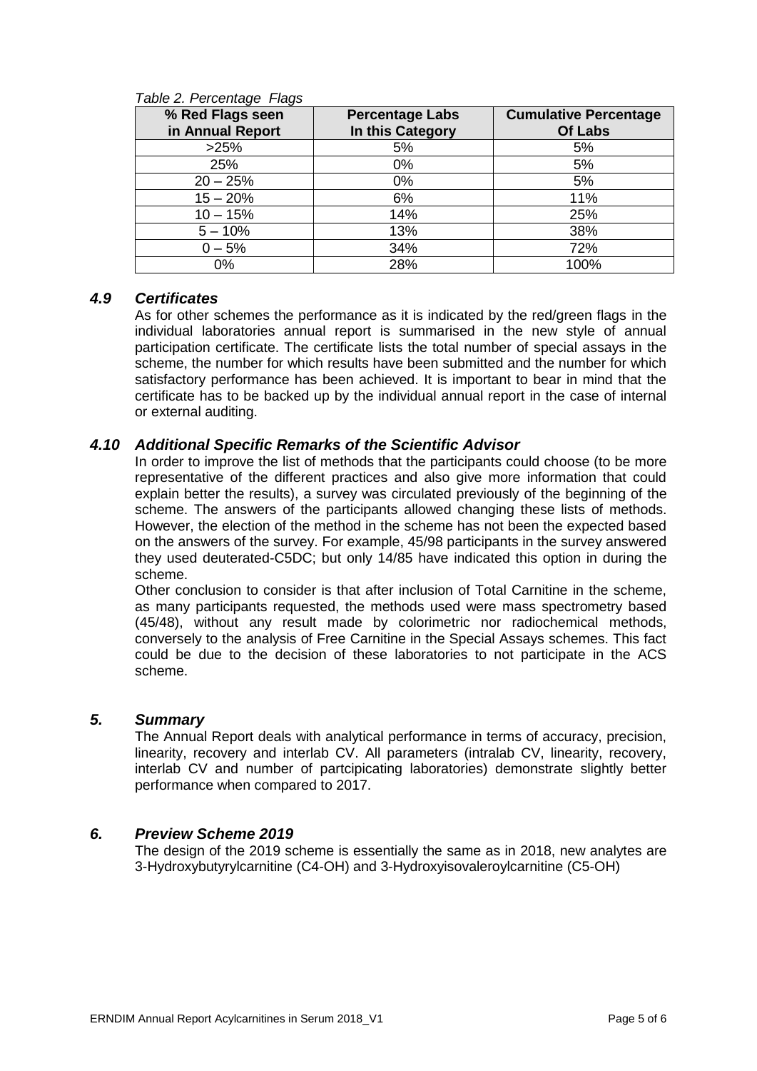*Table 2. Percentage Flags*

| % Red Flags seen in Annual Report | Percentage Labs In this Category | Cumulative Percentage Of Labs |
|---|---|---|
| >25% | 5% | 5% |
| 25% | 0% | 5% |
| 20 – 25% | 0% | 5% |
| 15 – 20% | 6% | 11% |
| 10 – 15% | 14% | 25% |
| 5 – 10% | 13% | 38% |
| 0 – 5% | 34% | 72% |
| 0% | 28% | 100% |

### *4.9 Certificates*

As for other schemes the performance as it is indicated by the red/green flags in the individual laboratories annual report is summarised in the new style of annual participation certificate. The certificate lists the total number of special assays in the scheme, the number for which results have been submitted and the number for which satisfactory performance has been achieved. It is important to bear in mind that the certificate has to be backed up by the individual annual report in the case of internal or external auditing.

### *4.10 Additional Specific Remarks of the Scientific Advisor*

In order to improve the list of methods that the participants could choose (to be more representative of the different practices and also give more information that could explain better the results), a survey was circulated previously of the beginning of the scheme. The answers of the participants allowed changing these lists of methods. However, the election of the method in the scheme has not been the expected based on the answers of the survey. For example, 45/98 participants in the survey answered they used deuterated-C5DC; but only 14/85 have indicated this option in during the scheme.

Other conclusion to consider is that after inclusion of Total Carnitine in the scheme, as many participants requested, the methods used were mass spectrometry based (45/48), without any result made by colorimetric nor radiochemical methods, conversely to the analysis of Free Carnitine in the Special Assays schemes. This fact could be due to the decision of these laboratories to not participate in the ACS scheme.

## *5. Summary*

The Annual Report deals with analytical performance in terms of accuracy, precision, linearity, recovery and interlab CV. All parameters (intralab CV, linearity, recovery, interlab CV and number of partcipicating laboratories) demonstrate slightly better performance when compared to 2017.

## *6. Preview Scheme 2019*

The design of the 2019 scheme is essentially the same as in 2018, new analytes are 3-Hydroxybutyrylcarnitine (C4-OH) and 3-Hydroxyisovaleroylcarnitine (C5-OH)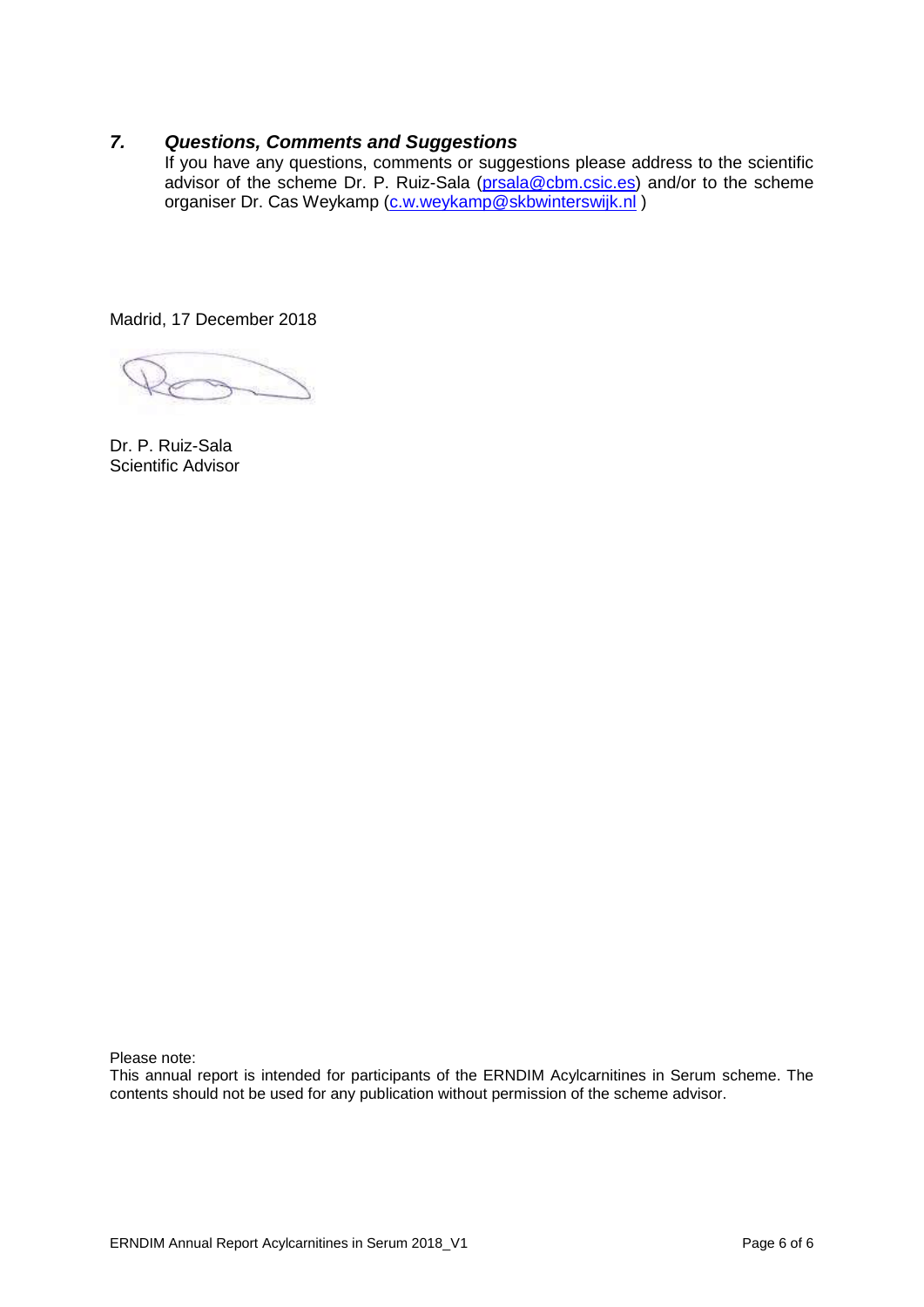## *7. Questions, Comments and Suggestions*

If you have any questions, comments or suggestions please address to the scientific advisor of the scheme Dr. P. Ruiz-Sala (prsala@cbm.csic.es) and/or to the scheme organiser Dr. Cas Weykamp (c.w.weykamp@skbwinterswijk.nl )

Madrid, 17 December 2018

Dr. P. Ruiz-Sala
Scientific Advisor

Please note:
This annual report is intended for participants of the ERNDIM Acylcarnitines in Serum scheme. The contents should not be used for any publication without permission of the scheme advisor.